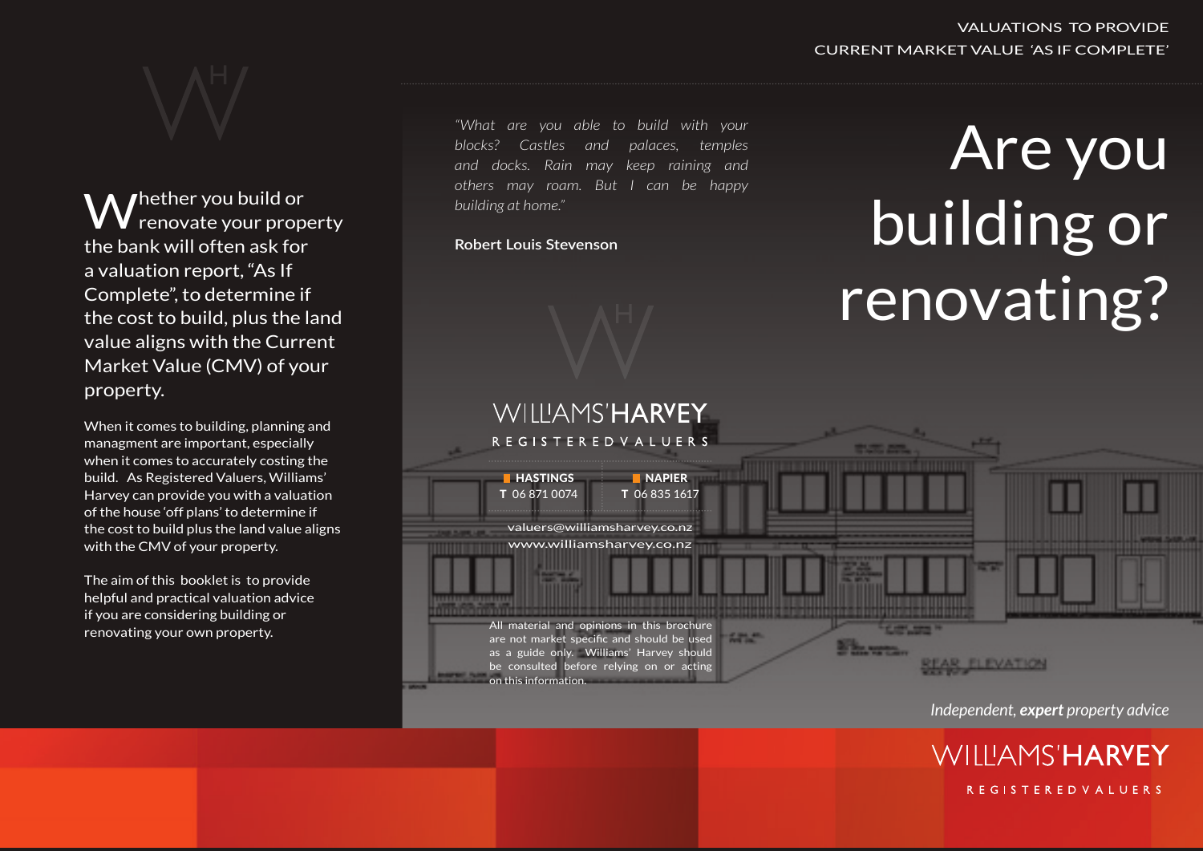VALUATIONS TO PROVIDE CURRENT MARKET VALUE 'AS IF COMPLETE'

# Are you building or renovating?

Whether you build or renovate your property the bank will often ask for a valuation report, "As If Complete", to determine if the cost to build, plus the land value aligns with the Current Market Value (CMV) of your property.

When it comes to building, planning and managment are important, especially when it comes to accurately costing the build. As Registered Valuers, Williams' Harvey can provide you with a valuation of the house 'off plans' to determine if the cost to build plus the land value aligns with the CMV of your property.

The aim of this booklet is to provide helpful and practical valuation advice if you are considering building or renovating your own property.

*"What are you able to build with your blocks? Castles and palaces, temples and docks. Rain may keep raining and others may roam. But I can be happy building at home."*

**Robert Louis Stevenson**

WILLIAMS'**HARVEY**
REGISTERED VALUERS

**HASTINGS**
T 06 871 0074

**NAPIER**
T 06 835 1617

valuers@williamsharvey.co.nz
www.williamsharvey.co.nz

All material and opinions in this brochure are not market specific and should be used as a guide only. Williams' Harvey should be consulted before relying on or acting on this information.

*Independent, **expert** property advice*

WILLIAMS'**HARVEY**
REGISTERED VALUERS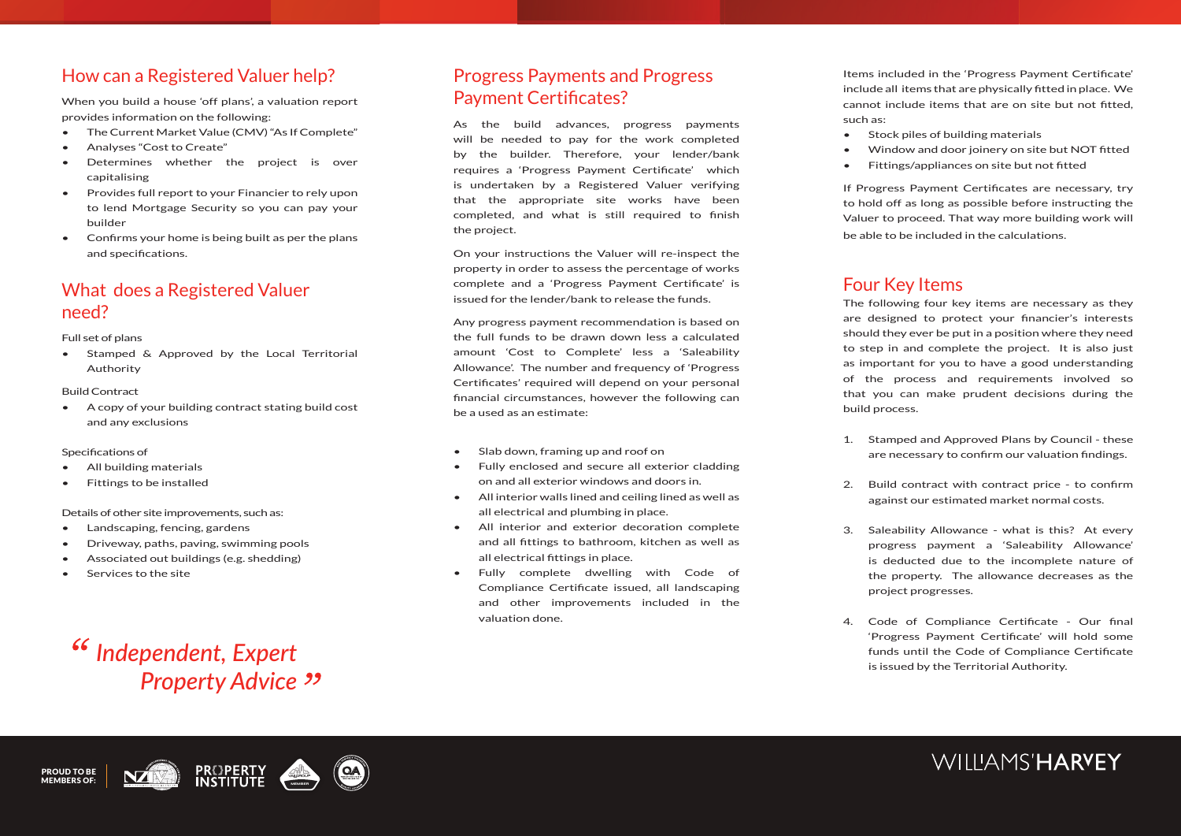## How can a Registered Valuer help?

When you build a house 'off plans', a valuation report provides information on the following:

- The Current Market Value (CMV) "As If Complete"
- Analyses "Cost to Create"
- Determines whether the project is over capitalising
- Provides full report to your Financier to rely upon to lend Mortgage Security so you can pay your builder
- Confirms your home is being built as per the plans and specifications.

## What does a Registered Valuer need?

Full set of plans

- Stamped & Approved by the Local Territorial Authority

Build Contract

- A copy of your building contract stating build cost and any exclusions

Specifications of

- All building materials
- Fittings to be installed

Details of other site improvements, such as:

- Landscaping, fencing, gardens
- Driveway, paths, paving, swimming pools
- Associated out buildings (e.g. shedding)
- Services to the site

*" Independent, Expert Property Advice "*

## Progress Payments and Progress Payment Certificates?

As the build advances, progress payments will be needed to pay for the work completed by the builder. Therefore, your lender/bank requires a 'Progress Payment Certificate' which is undertaken by a Registered Valuer verifying that the appropriate site works have been completed, and what is still required to finish the project.

On your instructions the Valuer will re-inspect the property in order to assess the percentage of works complete and a 'Progress Payment Certificate' is issued for the lender/bank to release the funds.

Any progress payment recommendation is based on the full funds to be drawn down less a calculated amount 'Cost to Complete' less a 'Saleability Allowance'. The number and frequency of 'Progress Certificates' required will depend on your personal financial circumstances, however the following can be a used as an estimate:

- Slab down, framing up and roof on
- Fully enclosed and secure all exterior cladding on and all exterior windows and doors in.
- All interior walls lined and ceiling lined as well as all electrical and plumbing in place.
- All interior and exterior decoration complete and all fittings to bathroom, kitchen as well as all electrical fittings in place.
- Fully complete dwelling with Code of Compliance Certificate issued, all landscaping and other improvements included in the valuation done.

Items included in the 'Progress Payment Certificate' include all items that are physically fitted in place. We cannot include items that are on site but not fitted, such as:

- Stock piles of building materials
- Window and door joinery on site but NOT fitted
- Fittings/appliances on site but not fitted

If Progress Payment Certificates are necessary, try to hold off as long as possible before instructing the Valuer to proceed. That way more building work will be able to be included in the calculations.

## Four Key Items

The following four key items are necessary as they are designed to protect your financier's interests should they ever be put in a position where they need to step in and complete the project. It is also just as important for you to have a good understanding of the process and requirements involved so that you can make prudent decisions during the build process.

1. Stamped and Approved Plans by Council - these are necessary to confirm our valuation findings.
2. Build contract with contract price - to confirm against our estimated market normal costs.
3. Saleability Allowance - what is this? At every progress payment a 'Saleability Allowance' is deducted due to the incomplete nature of the property. The allowance decreases as the project progresses.
4. Code of Compliance Certificate - Our final 'Progress Payment Certificate' will hold some funds until the Code of Compliance Certificate is issued by the Territorial Authority.

PROUD TO BE MEMBERS OF:

WILLIAMS'HARVEY